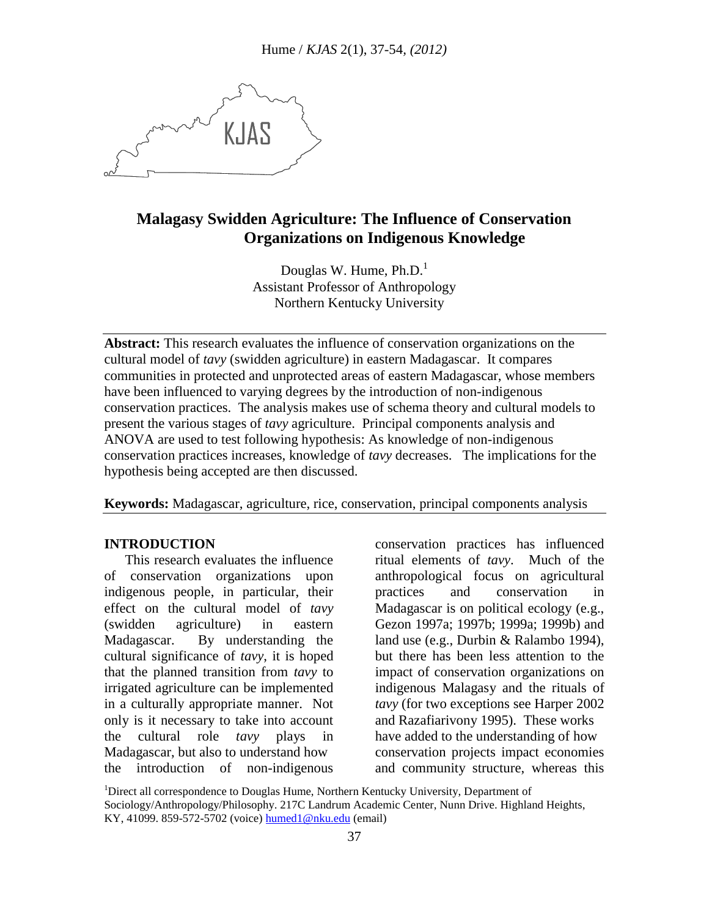# Malagasy Swidden Agriculture: The Influence of Conservation Organizations on Indigenous Knowledge

Douglas W. Hume, Ph.D.[1]
Assistant Professor of Anthropology
Northern Kentucky University

**Abstract:** This research evaluates the influence of conservation organizations on the cultural model of *tavy* (swidden agriculture) in eastern Madagascar. It compares communities in protected and unprotected areas of eastern Madagascar, whose members have been influenced to varying degrees by the introduction of non-indigenous conservation practices. The analysis makes use of schema theory and cultural models to present the various stages of *tavy* agriculture. Principal components analysis and ANOVA are used to test following hypothesis: As knowledge of non-indigenous conservation practices increases, knowledge of *tavy* decreases. The implications for the hypothesis being accepted are then discussed.

**Keywords:** Madagascar, agriculture, rice, conservation, principal components analysis

## INTRODUCTION

This research evaluates the influence of conservation organizations upon indigenous people, in particular, their effect on the cultural model of *tavy* (swidden agriculture) in eastern Madagascar. By understanding the cultural significance of *tavy*, it is hoped that the planned transition from *tavy* to irrigated agriculture can be implemented in a culturally appropriate manner. Not only is it necessary to take into account the cultural role *tavy* plays in Madagascar, but also to understand how the introduction of non-indigenous conservation practices has influenced ritual elements of *tavy*. Much of the anthropological focus on agricultural practices and conservation in Madagascar is on political ecology (e.g., Gezon 1997a; 1997b; 1999a; 1999b) and land use (e.g., Durbin & Ralambo 1994), but there has been less attention to the impact of conservation organizations on indigenous Malagasy and the rituals of *tavy* (for two exceptions see Harper 2002 and Razafiarivony 1995). These works have added to the understanding of how conservation projects impact economies and community structure, whereas this

[1]Direct all correspondence to Douglas Hume, Northern Kentucky University, Department of Sociology/Anthropology/Philosophy. 217C Landrum Academic Center, Nunn Drive. Highland Heights, KY, 41099. 859-572-5702 (voice) humed1@nku.edu (email)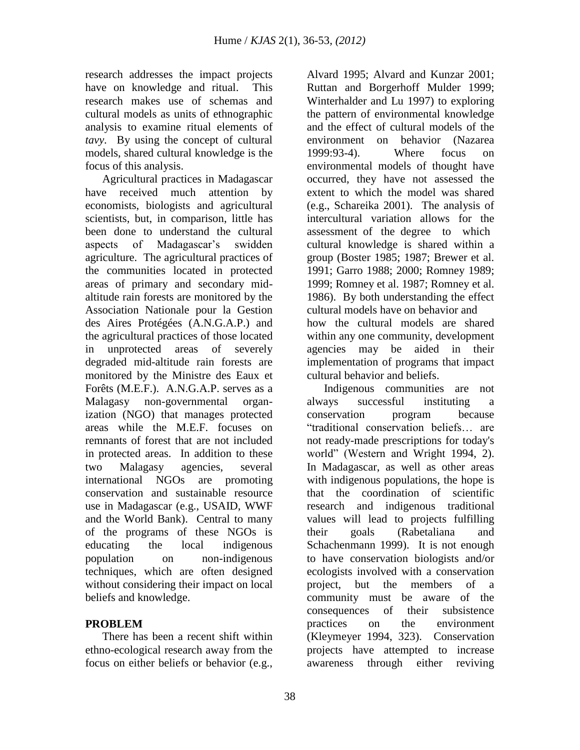research addresses the impact projects have on knowledge and ritual. This research makes use of schemas and cultural models as units of ethnographic analysis to examine ritual elements of *tavy*. By using the concept of cultural models, shared cultural knowledge is the focus of this analysis.

Agricultural practices in Madagascar have received much attention by economists, biologists and agricultural scientists, but, in comparison, little has been done to understand the cultural aspects of Madagascar's swidden agriculture. The agricultural practices of the communities located in protected areas of primary and secondary mid-altitude rain forests are monitored by the Association Nationale pour la Gestion des Aires Protégées (A.N.G.A.P.) and the agricultural practices of those located in unprotected areas of severely degraded mid-altitude rain forests are monitored by the Ministre des Eaux et Forêts (M.E.F.). A.N.G.A.P. serves as a Malagasy non-governmental organization (NGO) that manages protected areas while the M.E.F. focuses on remnants of forest that are not included in protected areas. In addition to these two Malagasy agencies, several international NGOs are promoting conservation and sustainable resource use in Madagascar (e.g., USAID, WWF and the World Bank). Central to many of the programs of these NGOs is educating the local indigenous population on non-indigenous techniques, which are often designed without considering their impact on local beliefs and knowledge.

## PROBLEM

There has been a recent shift within ethno-ecological research away from the focus on either beliefs or behavior (e.g., Alvard 1995; Alvard and Kunzar 2001; Ruttan and Borgerhoff Mulder 1999; Winterhalder and Lu 1997) to exploring the pattern of environmental knowledge and the effect of cultural models of the environment on behavior (Nazarea 1999:93-4). Where focus on environmental models of thought have occurred, they have not assessed the extent to which the model was shared (e.g., Schareika 2001). The analysis of intercultural variation allows for the assessment of the degree to which cultural knowledge is shared within a group (Boster 1985; 1987; Brewer et al. 1991; Garro 1988; 2000; Romney 1989; 1999; Romney et al. 1987; Romney et al. 1986). By both understanding the effect cultural models have on behavior and how the cultural models are shared within any one community, development agencies may be aided in their implementation of programs that impact cultural behavior and beliefs.

Indigenous communities are not always successful instituting a conservation program because "traditional conservation beliefs… are not ready-made prescriptions for today's world" (Western and Wright 1994, 2). In Madagascar, as well as other areas with indigenous populations, the hope is that the coordination of scientific research and indigenous traditional values will lead to projects fulfilling their goals (Rabetaliana and Schachenmann 1999). It is not enough to have conservation biologists and/or ecologists involved with a conservation project, but the members of a community must be aware of the consequences of their subsistence practices on the environment (Kleymeyer 1994, 323). Conservation projects have attempted to increase awareness through either reviving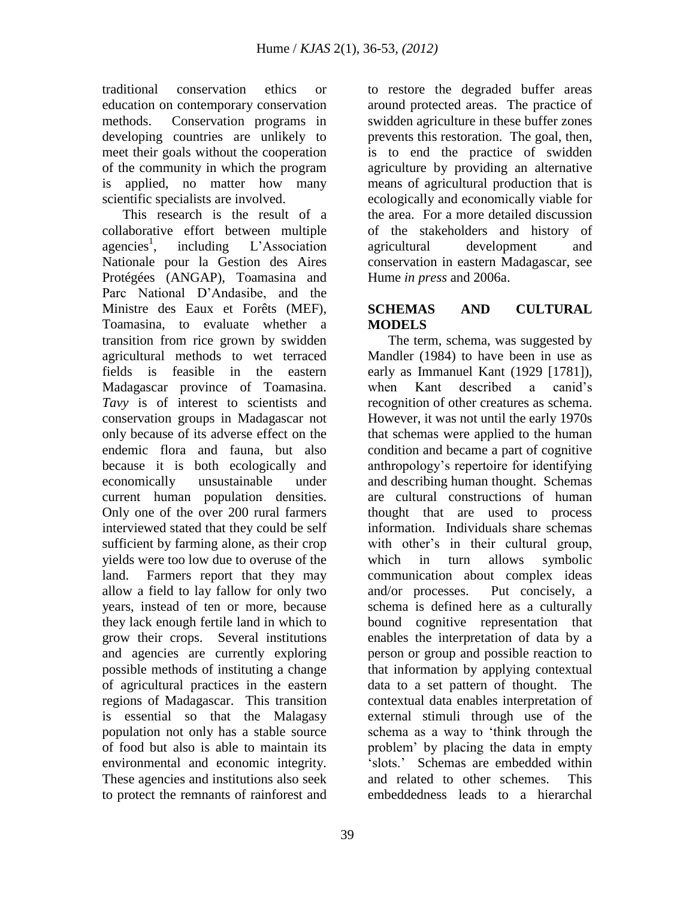traditional conservation ethics or education on contemporary conservation methods. Conservation programs in developing countries are unlikely to meet their goals without the cooperation of the community in which the program is applied, no matter how many scientific specialists are involved.

This research is the result of a collaborative effort between multiple agencies[1], including L'Association Nationale pour la Gestion des Aires Protégées (ANGAP), Toamasina and Parc National D'Andasibe, and the Ministre des Eaux et Forêts (MEF), Toamasina, to evaluate whether a transition from rice grown by swidden agricultural methods to wet terraced fields is feasible in the eastern Madagascar province of Toamasina. *Tavy* is of interest to scientists and conservation groups in Madagascar not only because of its adverse effect on the endemic flora and fauna, but also because it is both ecologically and economically unsustainable under current human population densities. Only one of the over 200 rural farmers interviewed stated that they could be self sufficient by farming alone, as their crop yields were too low due to overuse of the land. Farmers report that they may allow a field to lay fallow for only two years, instead of ten or more, because they lack enough fertile land in which to grow their crops. Several institutions and agencies are currently exploring possible methods of instituting a change of agricultural practices in the eastern regions of Madagascar. This transition is essential so that the Malagasy population not only has a stable source of food but also is able to maintain its environmental and economic integrity. These agencies and institutions also seek to protect the remnants of rainforest and to restore the degraded buffer areas around protected areas. The practice of swidden agriculture in these buffer zones prevents this restoration. The goal, then, is to end the practice of swidden agriculture by providing an alternative means of agricultural production that is ecologically and economically viable for the area. For a more detailed discussion of the stakeholders and history of agricultural development and conservation in eastern Madagascar, see Hume *in press* and 2006a.

## SCHEMAS AND CULTURAL MODELS

The term, schema, was suggested by Mandler (1984) to have been in use as early as Immanuel Kant (1929 [1781]), when Kant described a canid's recognition of other creatures as schema. However, it was not until the early 1970s that schemas were applied to the human condition and became a part of cognitive anthropology's repertoire for identifying and describing human thought. Schemas are cultural constructions of human thought that are used to process information. Individuals share schemas with other's in their cultural group, which in turn allows symbolic communication about complex ideas and/or processes. Put concisely, a schema is defined here as a culturally bound cognitive representation that enables the interpretation of data by a person or group and possible reaction to that information by applying contextual data to a set pattern of thought. The contextual data enables interpretation of external stimuli through use of the schema as a way to 'think through the problem' by placing the data in empty 'slots.' Schemas are embedded within and related to other schemes. This embeddedness leads to a hierarchal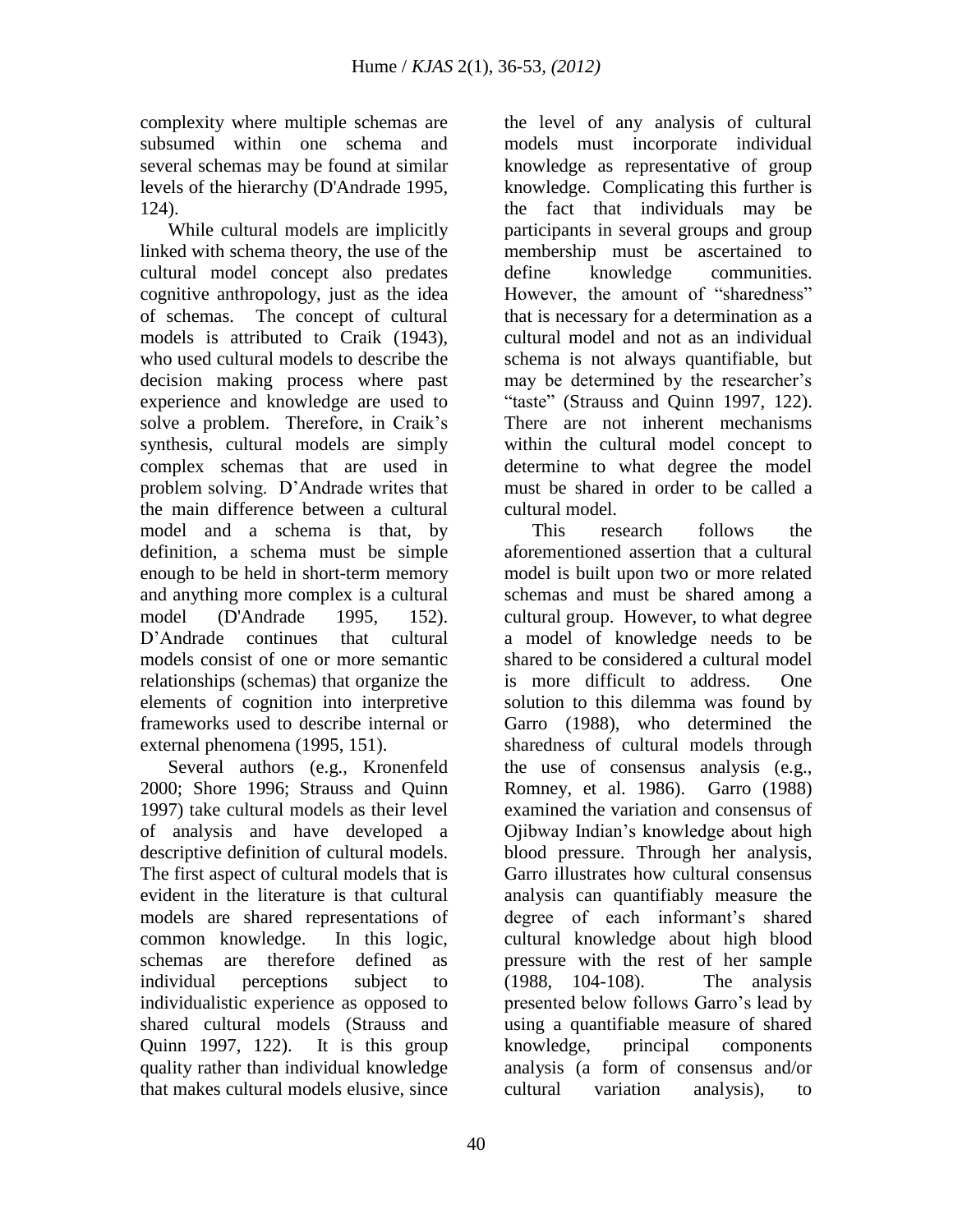complexity where multiple schemas are subsumed within one schema and several schemas may be found at similar levels of the hierarchy (D'Andrade 1995, 124).

While cultural models are implicitly linked with schema theory, the use of the cultural model concept also predates cognitive anthropology, just as the idea of schemas. The concept of cultural models is attributed to Craik (1943), who used cultural models to describe the decision making process where past experience and knowledge are used to solve a problem. Therefore, in Craik's synthesis, cultural models are simply complex schemas that are used in problem solving. D'Andrade writes that the main difference between a cultural model and a schema is that, by definition, a schema must be simple enough to be held in short-term memory and anything more complex is a cultural model (D'Andrade 1995, 152). D'Andrade continues that cultural models consist of one or more semantic relationships (schemas) that organize the elements of cognition into interpretive frameworks used to describe internal or external phenomena (1995, 151).

Several authors (e.g., Kronenfeld 2000; Shore 1996; Strauss and Quinn 1997) take cultural models as their level of analysis and have developed a descriptive definition of cultural models. The first aspect of cultural models that is evident in the literature is that cultural models are shared representations of common knowledge. In this logic, schemas are therefore defined as individual perceptions subject to individualistic experience as opposed to shared cultural models (Strauss and Quinn 1997, 122). It is this group quality rather than individual knowledge that makes cultural models elusive, since the level of any analysis of cultural models must incorporate individual knowledge as representative of group knowledge. Complicating this further is the fact that individuals may be participants in several groups and group membership must be ascertained to define knowledge communities. However, the amount of "sharedness" that is necessary for a determination as a cultural model and not as an individual schema is not always quantifiable, but may be determined by the researcher's "taste" (Strauss and Quinn 1997, 122). There are not inherent mechanisms within the cultural model concept to determine to what degree the model must be shared in order to be called a cultural model.

This research follows the aforementioned assertion that a cultural model is built upon two or more related schemas and must be shared among a cultural group. However, to what degree a model of knowledge needs to be shared to be considered a cultural model is more difficult to address. One solution to this dilemma was found by Garro (1988), who determined the sharedness of cultural models through the use of consensus analysis (e.g., Romney, et al. 1986). Garro (1988) examined the variation and consensus of Ojibway Indian's knowledge about high blood pressure. Through her analysis, Garro illustrates how cultural consensus analysis can quantifiably measure the degree of each informant's shared cultural knowledge about high blood pressure with the rest of her sample (1988, 104-108). The analysis presented below follows Garro's lead by using a quantifiable measure of shared knowledge, principal components analysis (a form of consensus and/or cultural variation analysis), to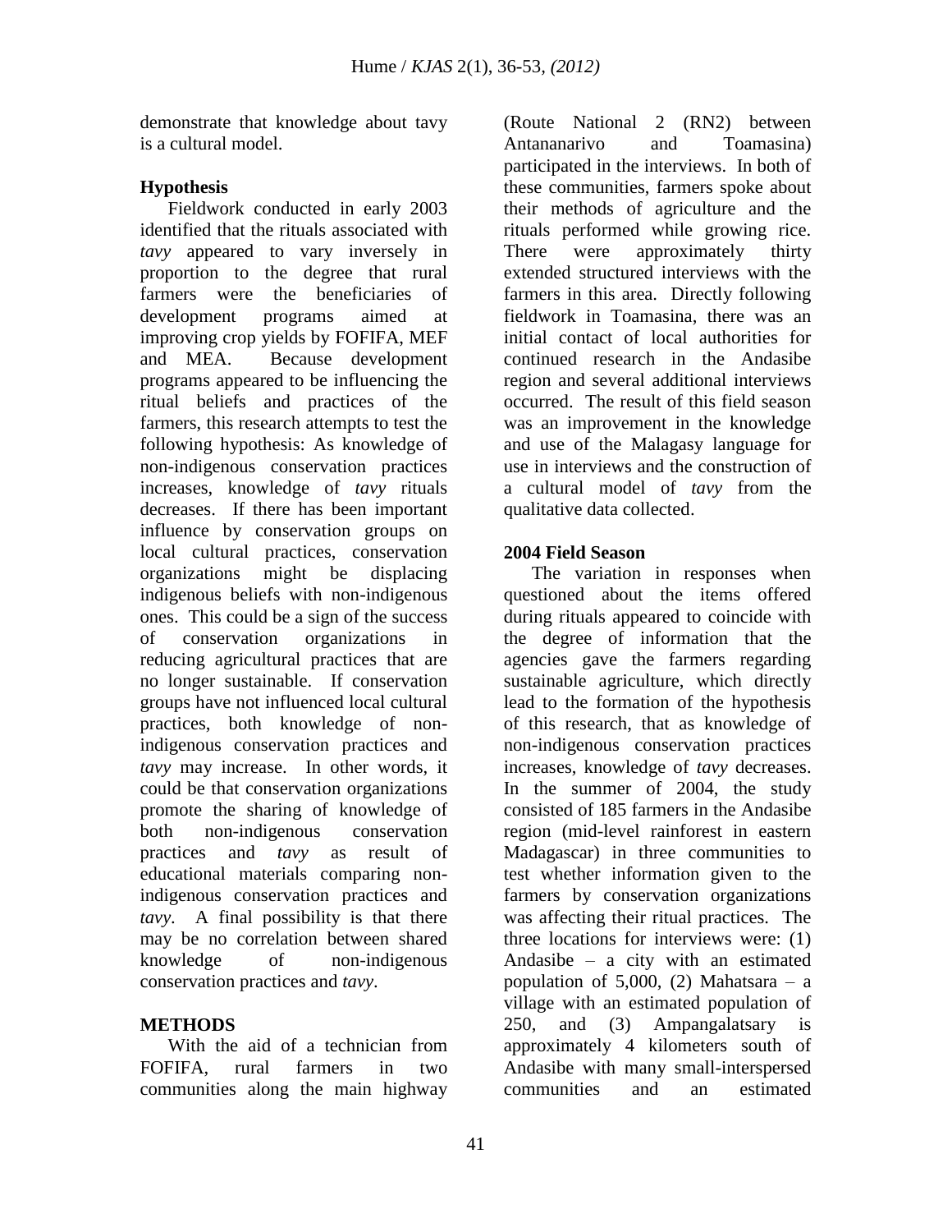demonstrate that knowledge about tavy is a cultural model.

### Hypothesis

Fieldwork conducted in early 2003 identified that the rituals associated with *tavy* appeared to vary inversely in proportion to the degree that rural farmers were the beneficiaries of development programs aimed at improving crop yields by FOFIFA, MEF and MEA. Because development programs appeared to be influencing the ritual beliefs and practices of the farmers, this research attempts to test the following hypothesis: As knowledge of non-indigenous conservation practices increases, knowledge of *tavy* rituals decreases. If there has been important influence by conservation groups on local cultural practices, conservation organizations might be displacing indigenous beliefs with non-indigenous ones. This could be a sign of the success of conservation organizations in reducing agricultural practices that are no longer sustainable. If conservation groups have not influenced local cultural practices, both knowledge of non-indigenous conservation practices and *tavy* may increase. In other words, it could be that conservation organizations promote the sharing of knowledge of both non-indigenous conservation practices and *tavy* as result of educational materials comparing non-indigenous conservation practices and *tavy*. A final possibility is that there may be no correlation between shared knowledge of non-indigenous conservation practices and *tavy*.

## METHODS

With the aid of a technician from FOFIFA, rural farmers in two communities along the main highway (Route National 2 (RN2) between Antananarivo and Toamasina) participated in the interviews. In both of these communities, farmers spoke about their methods of agriculture and the rituals performed while growing rice. There were approximately thirty extended structured interviews with the farmers in this area. Directly following fieldwork in Toamasina, there was an initial contact of local authorities for continued research in the Andasibe region and several additional interviews occurred. The result of this field season was an improvement in the knowledge and use of the Malagasy language for use in interviews and the construction of a cultural model of *tavy* from the qualitative data collected.

### 2004 Field Season

The variation in responses when questioned about the items offered during rituals appeared to coincide with the degree of information that the agencies gave the farmers regarding sustainable agriculture, which directly lead to the formation of the hypothesis of this research, that as knowledge of non-indigenous conservation practices increases, knowledge of *tavy* decreases. In the summer of 2004, the study consisted of 185 farmers in the Andasibe region (mid-level rainforest in eastern Madagascar) in three communities to test whether information given to the farmers by conservation organizations was affecting their ritual practices. The three locations for interviews were: (1) Andasibe – a city with an estimated population of 5,000, (2) Mahatsara – a village with an estimated population of 250, and (3) Ampangalatsary is approximately 4 kilometers south of Andasibe with many small-interspersed communities and an estimated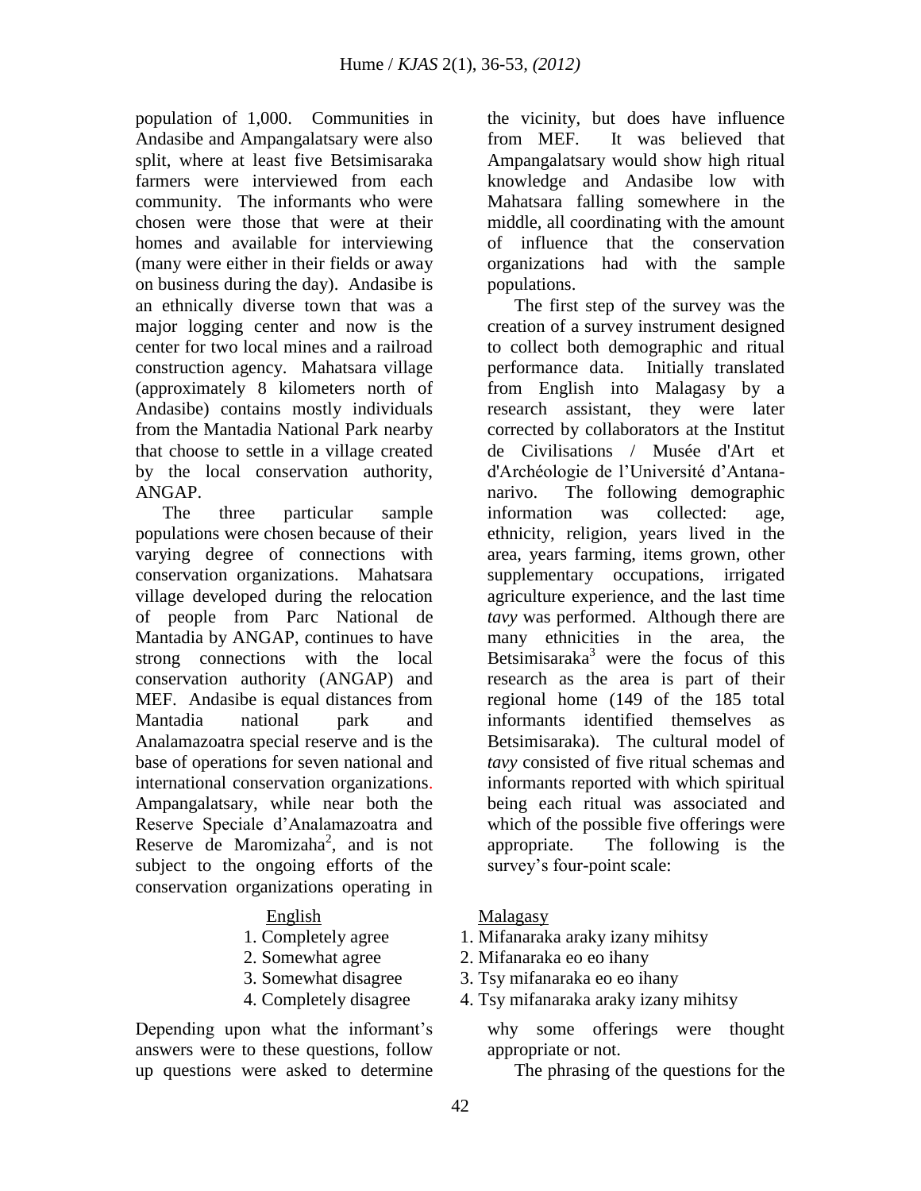population of 1,000. Communities in Andasibe and Ampangalatsary were also split, where at least five Betsimisaraka farmers were interviewed from each community. The informants who were chosen were those that were at their homes and available for interviewing (many were either in their fields or away on business during the day). Andasibe is an ethnically diverse town that was a major logging center and now is the center for two local mines and a railroad construction agency. Mahatsara village (approximately 8 kilometers north of Andasibe) contains mostly individuals from the Mantadia National Park nearby that choose to settle in a village created by the local conservation authority, ANGAP.

The three particular sample populations were chosen because of their varying degree of connections with conservation organizations. Mahatsara village developed during the relocation of people from Parc National de Mantadia by ANGAP, continues to have strong connections with the local conservation authority (ANGAP) and MEF. Andasibe is equal distances from Mantadia national park and Analamazoatra special reserve and is the base of operations for seven national and international conservation organizations. Ampangalatsary, while near both the Reserve Speciale d'Analamazoatra and Reserve de Maromizaha[2], and is not subject to the ongoing efforts of the conservation organizations operating in the vicinity, but does have influence from MEF. It was believed that Ampangalatsary would show high ritual knowledge and Andasibe low with Mahatsara falling somewhere in the middle, all coordinating with the amount of influence that the conservation organizations had with the sample populations.

The first step of the survey was the creation of a survey instrument designed to collect both demographic and ritual performance data. Initially translated from English into Malagasy by a research assistant, they were later corrected by collaborators at the Institut de Civilisations / Musée d'Art et d'Archéologie de l'Université d'Antananarivo. The following demographic information was collected: age, ethnicity, religion, years lived in the area, years farming, items grown, other supplementary occupations, irrigated agriculture experience, and the last time *tavy* was performed. Although there are many ethnicities in the area, the Betsimisaraka[3] were the focus of this research as the area is part of their regional home (149 of the 185 total informants identified themselves as Betsimisaraka). The cultural model of *tavy* consisted of five ritual schemas and informants reported with which spiritual being each ritual was associated and which of the possible five offerings were appropriate. The following is the survey's four-point scale:

| English | Malagasy |
|---|---|
| 1. Completely agree | 1. Mifanaraka araky izany mihitsy |
| 2. Somewhat agree | 2. Mifanaraka eo eo ihany |
| 3. Somewhat disagree | 3. Tsy mifanaraka eo eo ihany |
| 4. Completely disagree | 4. Tsy mifanaraka araky izany mihitsy |

Depending upon what the informant's answers were to these questions, follow up questions were asked to determine why some offerings were thought appropriate or not.

The phrasing of the questions for the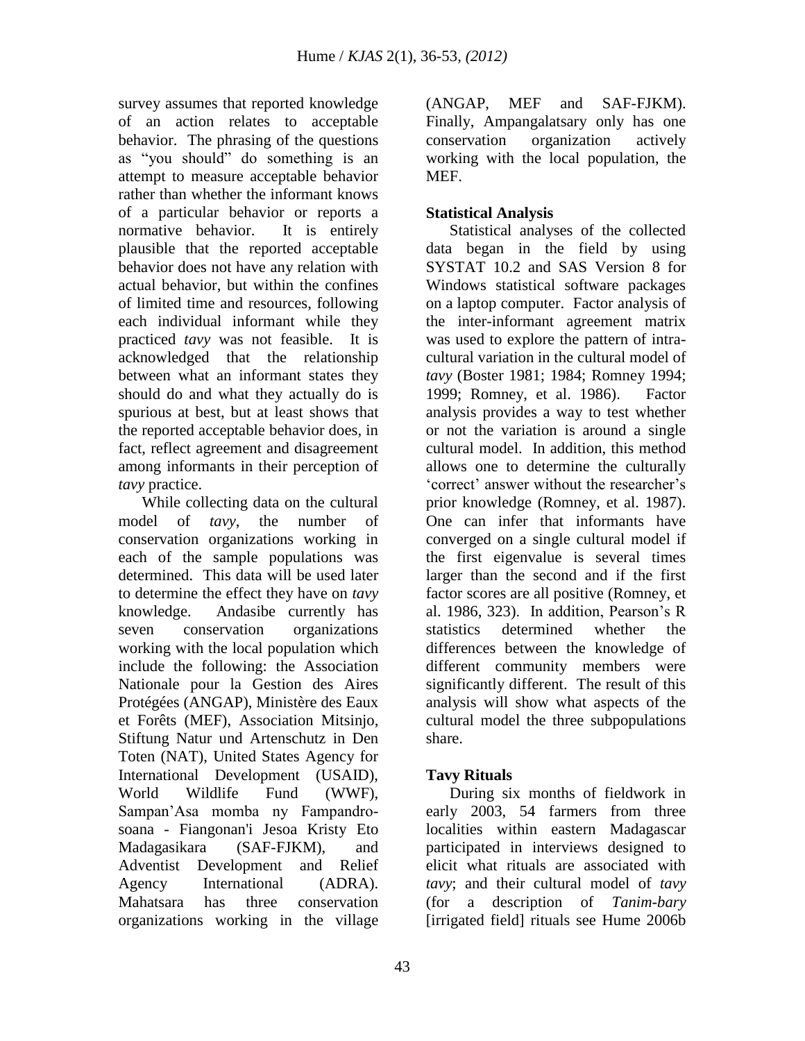survey assumes that reported knowledge of an action relates to acceptable behavior. The phrasing of the questions as "you should" do something is an attempt to measure acceptable behavior rather than whether the informant knows of a particular behavior or reports a normative behavior. It is entirely plausible that the reported acceptable behavior does not have any relation with actual behavior, but within the confines of limited time and resources, following each individual informant while they practiced *tavy* was not feasible. It is acknowledged that the relationship between what an informant states they should do and what they actually do is spurious at best, but at least shows that the reported acceptable behavior does, in fact, reflect agreement and disagreement among informants in their perception of *tavy* practice.

While collecting data on the cultural model of *tavy*, the number of conservation organizations working in each of the sample populations was determined. This data will be used later to determine the effect they have on *tavy* knowledge. Andasibe currently has seven conservation organizations working with the local population which include the following: the Association Nationale pour la Gestion des Aires Protégées (ANGAP), Ministère des Eaux et Forêts (MEF), Association Mitsinjo, Stiftung Natur und Artenschutz in Den Toten (NAT), United States Agency for International Development (USAID), World Wildlife Fund (WWF), Sampan'Asa momba ny Fampandro-soana - Fiangonan'i Jesoa Kristy Eto Madagasikara (SAF-FJKM), and Adventist Development and Relief Agency International (ADRA). Mahatsara has three conservation organizations working in the village (ANGAP, MEF and SAF-FJKM). Finally, Ampangalatsary only has one conservation organization actively working with the local population, the MEF.

## Statistical Analysis

Statistical analyses of the collected data began in the field by using SYSTAT 10.2 and SAS Version 8 for Windows statistical software packages on a laptop computer. Factor analysis of the inter-informant agreement matrix was used to explore the pattern of intra-cultural variation in the cultural model of *tavy* (Boster 1981; 1984; Romney 1994; 1999; Romney, et al. 1986). Factor analysis provides a way to test whether or not the variation is around a single cultural model. In addition, this method allows one to determine the culturally 'correct' answer without the researcher's prior knowledge (Romney, et al. 1987). One can infer that informants have converged on a single cultural model if the first eigenvalue is several times larger than the second and if the first factor scores are all positive (Romney, et al. 1986, 323). In addition, Pearson's R statistics determined whether the differences between the knowledge of different community members were significantly different. The result of this analysis will show what aspects of the cultural model the three subpopulations share.

## Tavy Rituals

During six months of fieldwork in early 2003, 54 farmers from three localities within eastern Madagascar participated in interviews designed to elicit what rituals are associated with *tavy*; and their cultural model of *tavy* (for a description of *Tanim-bary* [irrigated field] rituals see Hume 2006b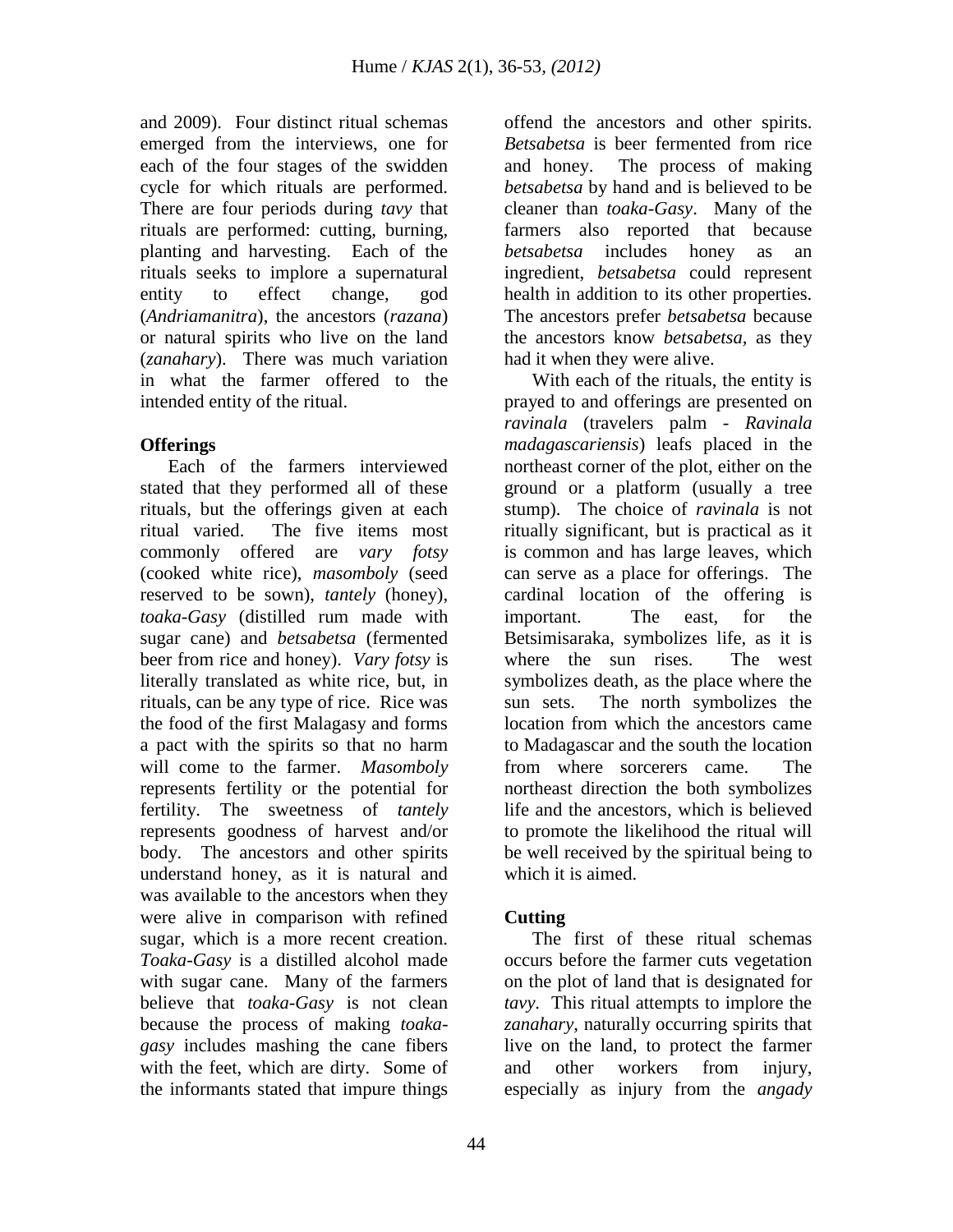and 2009). Four distinct ritual schemas emerged from the interviews, one for each of the four stages of the swidden cycle for which rituals are performed. There are four periods during *tavy* that rituals are performed: cutting, burning, planting and harvesting. Each of the rituals seeks to implore a supernatural entity to effect change, god (*Andriamanitra*), the ancestors (*razana*) or natural spirits who live on the land (*zanahary*). There was much variation in what the farmer offered to the intended entity of the ritual.

## Offerings

Each of the farmers interviewed stated that they performed all of these rituals, but the offerings given at each ritual varied. The five items most commonly offered are *vary fotsy* (cooked white rice), *masomboly* (seed reserved to be sown), *tantely* (honey), *toaka-Gasy* (distilled rum made with sugar cane) and *betsabetsa* (fermented beer from rice and honey). *Vary fotsy* is literally translated as white rice, but, in rituals, can be any type of rice. Rice was the food of the first Malagasy and forms a pact with the spirits so that no harm will come to the farmer. *Masomboly* represents fertility or the potential for fertility. The sweetness of *tantely* represents goodness of harvest and/or body. The ancestors and other spirits understand honey, as it is natural and was available to the ancestors when they were alive in comparison with refined sugar, which is a more recent creation. *Toaka-Gasy* is a distilled alcohol made with sugar cane. Many of the farmers believe that *toaka-Gasy* is not clean because the process of making *toaka-gasy* includes mashing the cane fibers with the feet, which are dirty. Some of the informants stated that impure things offend the ancestors and other spirits. *Betsabetsa* is beer fermented from rice and honey. The process of making *betsabetsa* by hand and is believed to be cleaner than *toaka-Gasy*. Many of the farmers also reported that because *betsabetsa* includes honey as an ingredient, *betsabetsa* could represent health in addition to its other properties. The ancestors prefer *betsabetsa* because the ancestors know *betsabetsa*, as they had it when they were alive.

With each of the rituals, the entity is prayed to and offerings are presented on *ravinala* (travelers palm - *Ravinala madagascariensis*) leafs placed in the northeast corner of the plot, either on the ground or a platform (usually a tree stump). The choice of *ravinala* is not ritually significant, but is practical as it is common and has large leaves, which can serve as a place for offerings. The cardinal location of the offering is important. The east, for the Betsimisaraka, symbolizes life, as it is where the sun rises. The west symbolizes death, as the place where the sun sets. The north symbolizes the location from which the ancestors came to Madagascar and the south the location from where sorcerers came. The northeast direction the both symbolizes life and the ancestors, which is believed to promote the likelihood the ritual will be well received by the spiritual being to which it is aimed.

## Cutting

The first of these ritual schemas occurs before the farmer cuts vegetation on the plot of land that is designated for *tavy*. This ritual attempts to implore the *zanahary*, naturally occurring spirits that live on the land, to protect the farmer and other workers from injury, especially as injury from the *angady*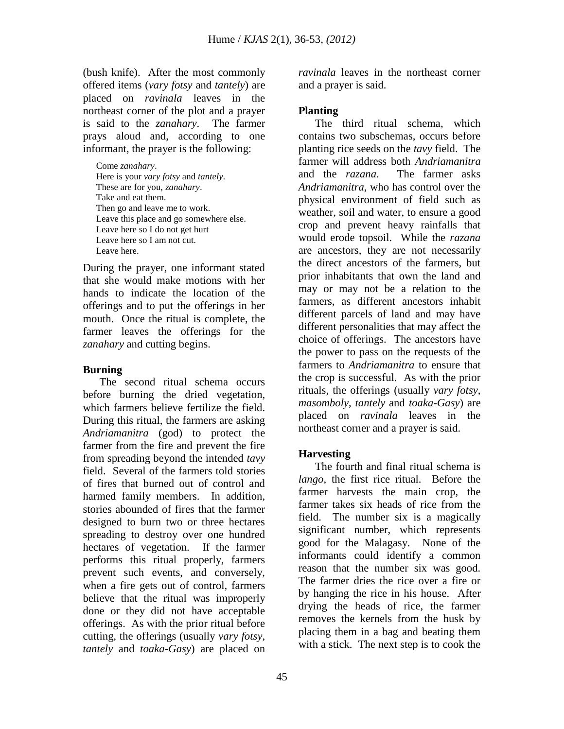(bush knife). After the most commonly offered items (*vary fotsy* and *tantely*) are placed on *ravinala* leaves in the northeast corner of the plot and a prayer is said to the *zanahary*. The farmer prays aloud and, according to one informant, the prayer is the following:

> Come *zanahary*.
> Here is your *vary fotsy* and *tantely*.
> These are for you, *zanahary*.
> Take and eat them.
> Then go and leave me to work.
> Leave this place and go somewhere else.
> Leave here so I do not get hurt
> Leave here so I am not cut.
> Leave here.

During the prayer, one informant stated that she would make motions with her hands to indicate the location of the offerings and to put the offerings in her mouth. Once the ritual is complete, the farmer leaves the offerings for the *zanahary* and cutting begins.

**Burning**

The second ritual schema occurs before burning the dried vegetation, which farmers believe fertilize the field. During this ritual, the farmers are asking *Andriamanitra* (god) to protect the farmer from the fire and prevent the fire from spreading beyond the intended *tavy* field. Several of the farmers told stories of fires that burned out of control and harmed family members. In addition, stories abounded of fires that the farmer designed to burn two or three hectares spreading to destroy over one hundred hectares of vegetation. If the farmer performs this ritual properly, farmers prevent such events, and conversely, when a fire gets out of control, farmers believe that the ritual was improperly done or they did not have acceptable offerings. As with the prior ritual before cutting, the offerings (usually *vary fotsy*, *tantely* and *toaka-Gasy*) are placed on *ravinala* leaves in the northeast corner and a prayer is said.

**Planting**

The third ritual schema, which contains two subschemas, occurs before planting rice seeds on the *tavy* field. The farmer will address both *Andriamanitra* and the *razana*. The farmer asks *Andriamanitra*, who has control over the physical environment of field such as weather, soil and water, to ensure a good crop and prevent heavy rainfalls that would erode topsoil. While the *razana* are ancestors, they are not necessarily the direct ancestors of the farmers, but prior inhabitants that own the land and may or may not be a relation to the farmers, as different ancestors inhabit different parcels of land and may have different personalities that may affect the choice of offerings. The ancestors have the power to pass on the requests of the farmers to *Andriamanitra* to ensure that the crop is successful. As with the prior rituals, the offerings (usually *vary fotsy*, *masomboly*, *tantely* and *toaka-Gasy*) are placed on *ravinala* leaves in the northeast corner and a prayer is said.

**Harvesting**

The fourth and final ritual schema is *lango*, the first rice ritual. Before the farmer harvests the main crop, the farmer takes six heads of rice from the field. The number six is a magically significant number, which represents good for the Malagasy. None of the informants could identify a common reason that the number six was good. The farmer dries the rice over a fire or by hanging the rice in his house. After drying the heads of rice, the farmer removes the kernels from the husk by placing them in a bag and beating them with a stick. The next step is to cook the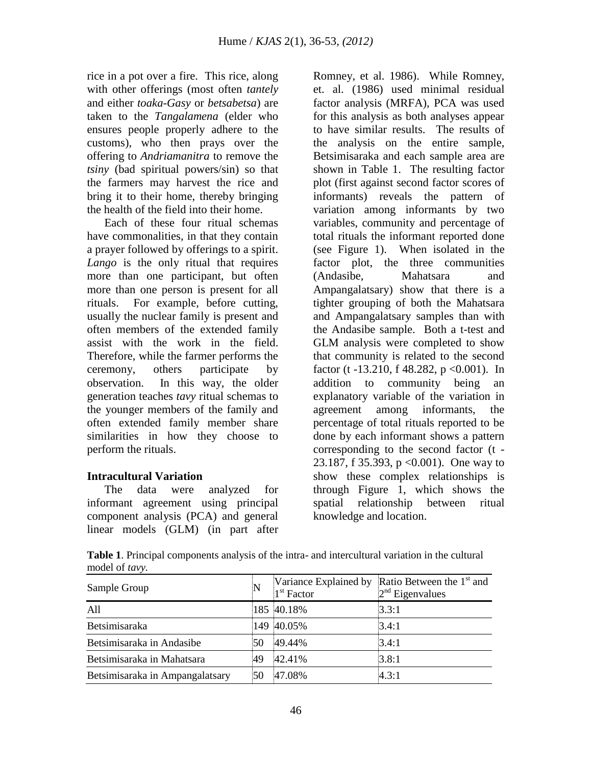rice in a pot over a fire. This rice, along with other offerings (most often *tantely* and either *toaka-Gasy* or *betsabetsa*) are taken to the *Tangalamena* (elder who ensures people properly adhere to the customs), who then prays over the offering to *Andriamanitra* to remove the *tsiny* (bad spiritual powers/sin) so that the farmers may harvest the rice and bring it to their home, thereby bringing the health of the field into their home.

Each of these four ritual schemas have commonalities, in that they contain a prayer followed by offerings to a spirit. *Lango* is the only ritual that requires more than one participant, but often more than one person is present for all rituals. For example, before cutting, usually the nuclear family is present and often members of the extended family assist with the work in the field. Therefore, while the farmer performs the ceremony, others participate by observation. In this way, the older generation teaches *tavy* ritual schemas to the younger members of the family and often extended family member share similarities in how they choose to perform the rituals.

### Intracultural Variation

The data were analyzed for informant agreement using principal component analysis (PCA) and general linear models (GLM) (in part after Romney, et al. 1986). While Romney, et. al. (1986) used minimal residual factor analysis (MRFA), PCA was used for this analysis as both analyses appear to have similar results. The results of the analysis on the entire sample, Betsimisaraka and each sample area are shown in Table 1. The resulting factor plot (first against second factor scores of informants) reveals the pattern of variation among informants by two variables, community and percentage of total rituals the informant reported done (see Figure 1). When isolated in the factor plot, the three communities (Andasibe, Mahatsara and Ampangalatsary) show that there is a tighter grouping of both the Mahatsara and Ampangalatsary samples than with the Andasibe sample. Both a t-test and GLM analysis were completed to show that community is related to the second factor (t -13.210, f 48.282, $p < 0.001$). In addition to community being an explanatory variable of the variation in agreement among informants, the percentage of total rituals reported to be done by each informant shows a pattern corresponding to the second factor (t -23.187, f 35.393, $p < 0.001$). One way to show these complex relationships is through Figure 1, which shows the spatial relationship between ritual knowledge and location.

**Table 1**. Principal components analysis of the intra- and intercultural variation in the cultural model of *tavy.*

| Sample Group | N | Variance Explained by 1st Factor | Ratio Between the 1st and 2nd Eigenvalues |
|---|---|---|---|
| All | 185 | 40.18% | 3.3:1 |
| Betsimisaraka | 149 | 40.05% | 3.4:1 |
| Betsimisaraka in Andasibe | 50 | 49.44% | 3.4:1 |
| Betsimisaraka in Mahatsara | 49 | 42.41% | 3.8:1 |
| Betsimisaraka in Ampangalatsary | 50 | 47.08% | 4.3:1 |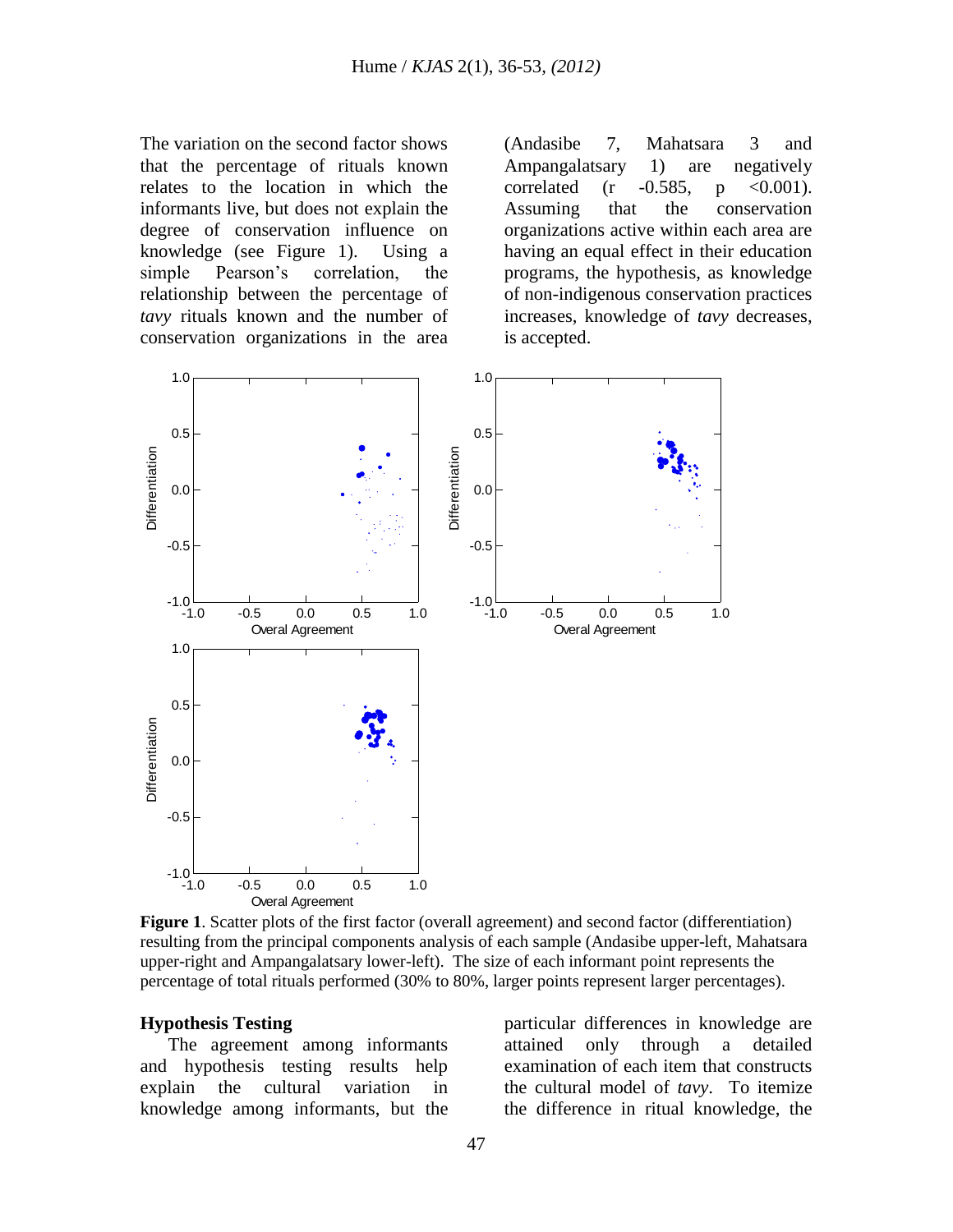The variation on the second factor shows that the percentage of rituals known relates to the location in which the informants live, but does not explain the degree of conservation influence on knowledge (see Figure 1). Using a simple Pearson's correlation, the relationship between the percentage of *tavy* rituals known and the number of conservation organizations in the area (Andasibe 7, Mahatsara 3 and Ampangalatsary 1) are negatively correlated ($r$ -0.585, $p$ <0.001). Assuming that the conservation organizations active within each area are having an equal effect in their education programs, the hypothesis, as knowledge of non-indigenous conservation practices increases, knowledge of *tavy* decreases, is accepted.

**Figure 1**. Scatter plots of the first factor (overall agreement) and second factor (differentiation) resulting from the principal components analysis of each sample (Andasibe upper-left, Mahatsara upper-right and Ampangalatsary lower-left). The size of each informant point represents the percentage of total rituals performed (30% to 80%, larger points represent larger percentages).

## Hypothesis Testing

The agreement among informants and hypothesis testing results help explain the cultural variation in knowledge among informants, but the particular differences in knowledge are attained only through a detailed examination of each item that constructs the cultural model of *tavy*. To itemize the difference in ritual knowledge, the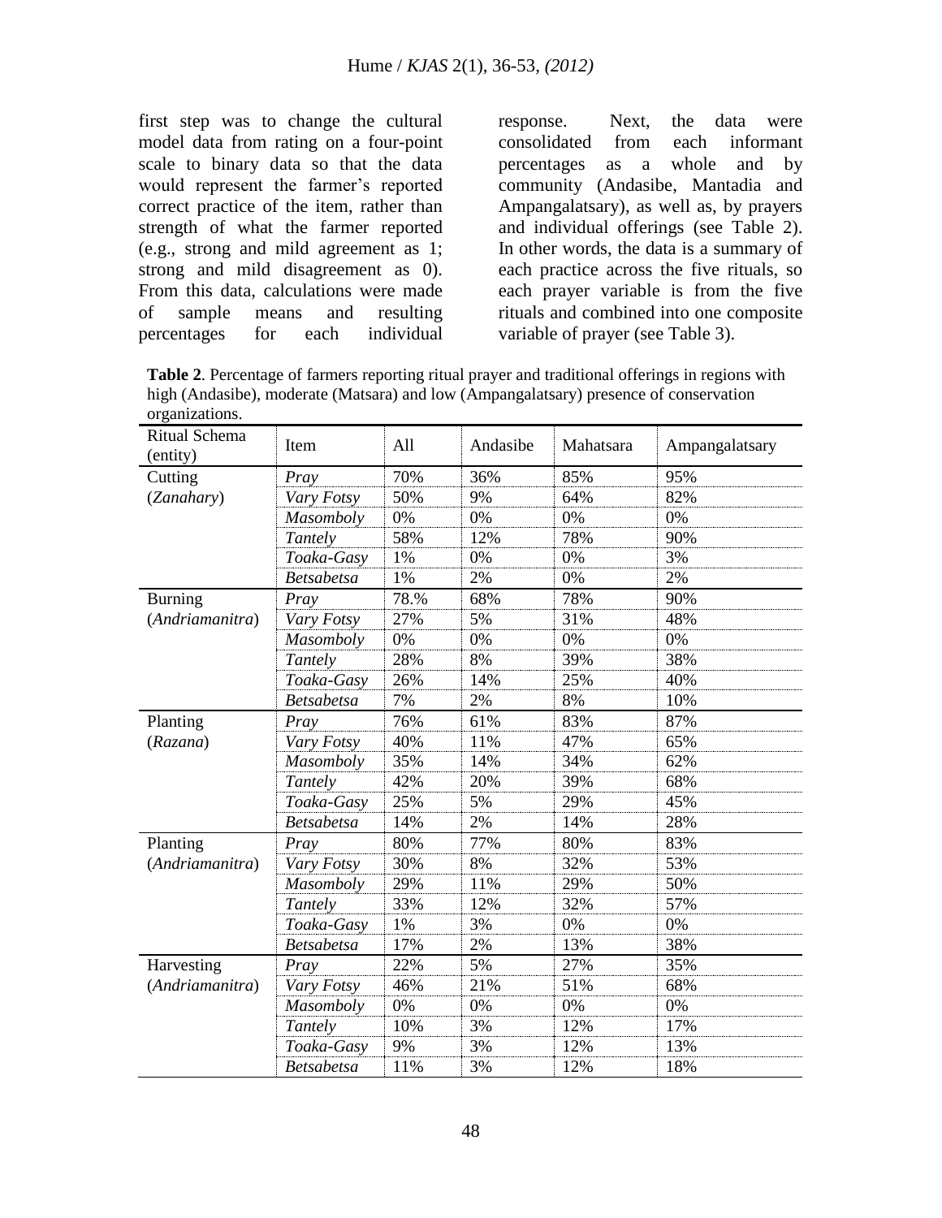first step was to change the cultural model data from rating on a four-point scale to binary data so that the data would represent the farmer's reported correct practice of the item, rather than strength of what the farmer reported (e.g., strong and mild agreement as 1; strong and mild disagreement as 0). From this data, calculations were made of sample means and resulting percentages for each individual response. Next, the data were consolidated from each informant percentages as a whole and by community (Andasibe, Mantadia and Ampangalatsary), as well as, by prayers and individual offerings (see Table 2). In other words, the data is a summary of each practice across the five rituals, so each prayer variable is from the five rituals and combined into one composite variable of prayer (see Table 3).

**Table 2**. Percentage of farmers reporting ritual prayer and traditional offerings in regions with high (Andasibe), moderate (Matsara) and low (Ampangalatsary) presence of conservation organizations.

| Ritual Schema (entity) | Item | All | Andasibe | Mahatsara | Ampangalatsary |
|---|---|---|---|---|---|
| Cutting | *Pray* | 70% | 36% | 85% | 95% |
| (*Zanahary*) | *Vary Fotsy* | 50% | 9% | 64% | 82% |
| | *Masomboly* | 0% | 0% | 0% | 0% |
| | *Tantely* | 58% | 12% | 78% | 90% |
| | *Toaka-Gasy* | 1% | 0% | 0% | 3% |
| | *Betsabetsa* | 1% | 2% | 0% | 2% |
| Burning | *Pray* | 78.% | 68% | 78% | 90% |
| (*Andriamanitra*) | *Vary Fotsy* | 27% | 5% | 31% | 48% |
| | *Masomboly* | 0% | 0% | 0% | 0% |
| | *Tantely* | 28% | 8% | 39% | 38% |
| | *Toaka-Gasy* | 26% | 14% | 25% | 40% |
| | *Betsabetsa* | 7% | 2% | 8% | 10% |
| Planting | *Pray* | 76% | 61% | 83% | 87% |
| (*Razana*) | *Vary Fotsy* | 40% | 11% | 47% | 65% |
| | *Masomboly* | 35% | 14% | 34% | 62% |
| | *Tantely* | 42% | 20% | 39% | 68% |
| | *Toaka-Gasy* | 25% | 5% | 29% | 45% |
| | *Betsabetsa* | 14% | 2% | 14% | 28% |
| Planting | *Pray* | 80% | 77% | 80% | 83% |
| (*Andriamanitra*) | *Vary Fotsy* | 30% | 8% | 32% | 53% |
| | *Masomboly* | 29% | 11% | 29% | 50% |
| | *Tantely* | 33% | 12% | 32% | 57% |
| | *Toaka-Gasy* | 1% | 3% | 0% | 0% |
| | *Betsabetsa* | 17% | 2% | 13% | 38% |
| Harvesting | *Pray* | 22% | 5% | 27% | 35% |
| (*Andriamanitra*) | *Vary Fotsy* | 46% | 21% | 51% | 68% |
| | *Masomboly* | 0% | 0% | 0% | 0% |
| | *Tantely* | 10% | 3% | 12% | 17% |
| | *Toaka-Gasy* | 9% | 3% | 12% | 13% |
| | *Betsabetsa* | 11% | 3% | 12% | 18% |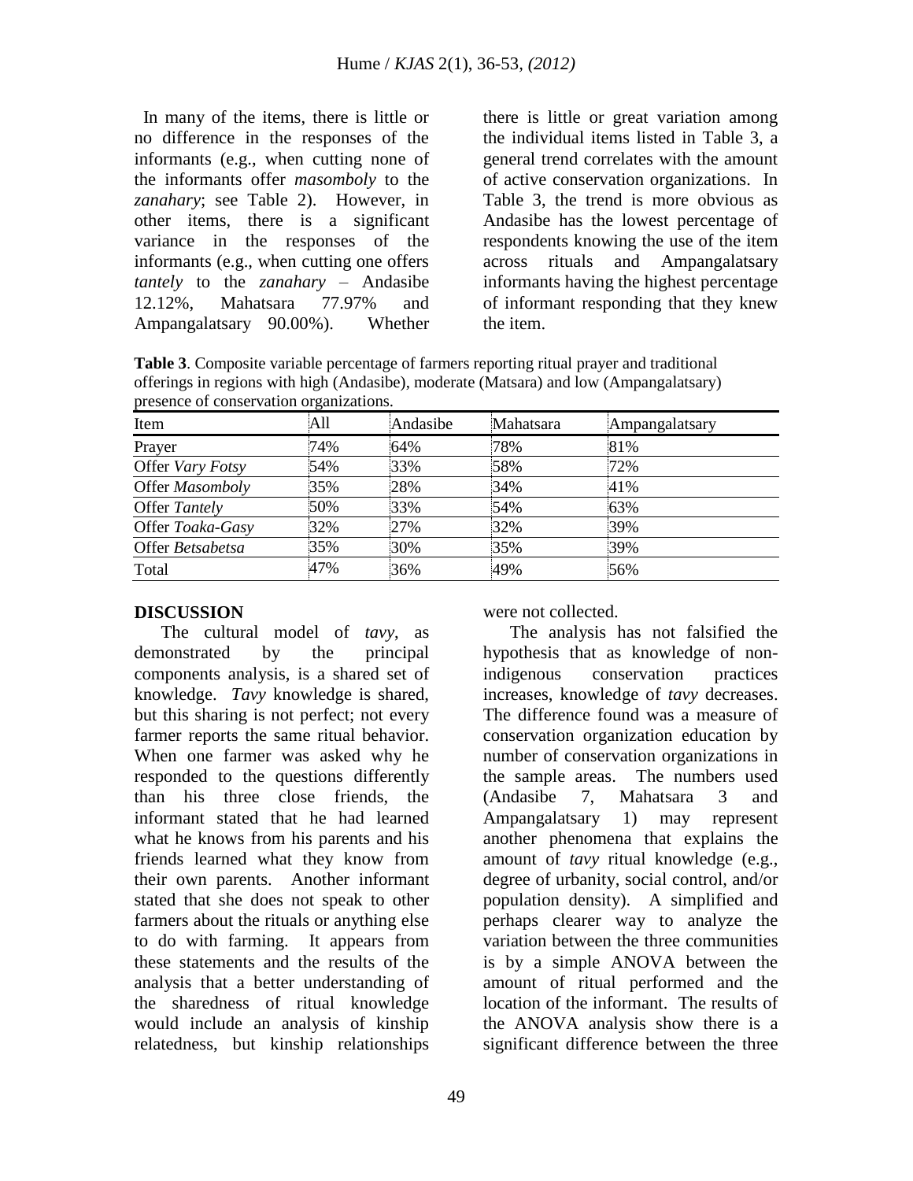In many of the items, there is little or no difference in the responses of the informants (e.g., when cutting none of the informants offer *masomboly* to the *zanahary*; see Table 2). However, in other items, there is a significant variance in the responses of the informants (e.g., when cutting one offers *tantely* to the *zanahary* – Andasibe 12.12%, Mahatsara 77.97% and Ampangalatsary 90.00%). Whether there is little or great variation among the individual items listed in Table 3, a general trend correlates with the amount of active conservation organizations. In Table 3, the trend is more obvious as Andasibe has the lowest percentage of respondents knowing the use of the item across rituals and Ampangalatsary informants having the highest percentage of informant responding that they knew the item.

**Table 3**. Composite variable percentage of farmers reporting ritual prayer and traditional offerings in regions with high (Andasibe), moderate (Matsara) and low (Ampangalatsary) presence of conservation organizations.

| Item | All | Andasibe | Mahatsara | Ampangalatsary |
|---|---|---|---|---|
| Prayer | 74% | 64% | 78% | 81% |
| Offer *Vary Fotsy* | 54% | 33% | 58% | 72% |
| Offer *Masomboly* | 35% | 28% | 34% | 41% |
| Offer *Tantely* | 50% | 33% | 54% | 63% |
| Offer *Toaka-Gasy* | 32% | 27% | 32% | 39% |
| Offer *Betsabetsa* | 35% | 30% | 35% | 39% |
| Total | 47% | 36% | 49% | 56% |

## DISCUSSION

The cultural model of *tavy*, as demonstrated by the principal components analysis, is a shared set of knowledge. *Tavy* knowledge is shared, but this sharing is not perfect; not every farmer reports the same ritual behavior. When one farmer was asked why he responded to the questions differently than his three close friends, the informant stated that he had learned what he knows from his parents and his friends learned what they know from their own parents. Another informant stated that she does not speak to other farmers about the rituals or anything else to do with farming. It appears from these statements and the results of the analysis that a better understanding of the sharedness of ritual knowledge would include an analysis of kinship relatedness, but kinship relationships were not collected.

The analysis has not falsified the hypothesis that as knowledge of non-indigenous conservation practices increases, knowledge of *tavy* decreases. The difference found was a measure of conservation organization education by number of conservation organizations in the sample areas. The numbers used (Andasibe 7, Mahatsara 3 and Ampangalatsary 1) may represent another phenomena that explains the amount of *tavy* ritual knowledge (e.g., degree of urbanity, social control, and/or population density). A simplified and perhaps clearer way to analyze the variation between the three communities is by a simple ANOVA between the amount of ritual performed and the location of the informant. The results of the ANOVA analysis show there is a significant difference between the three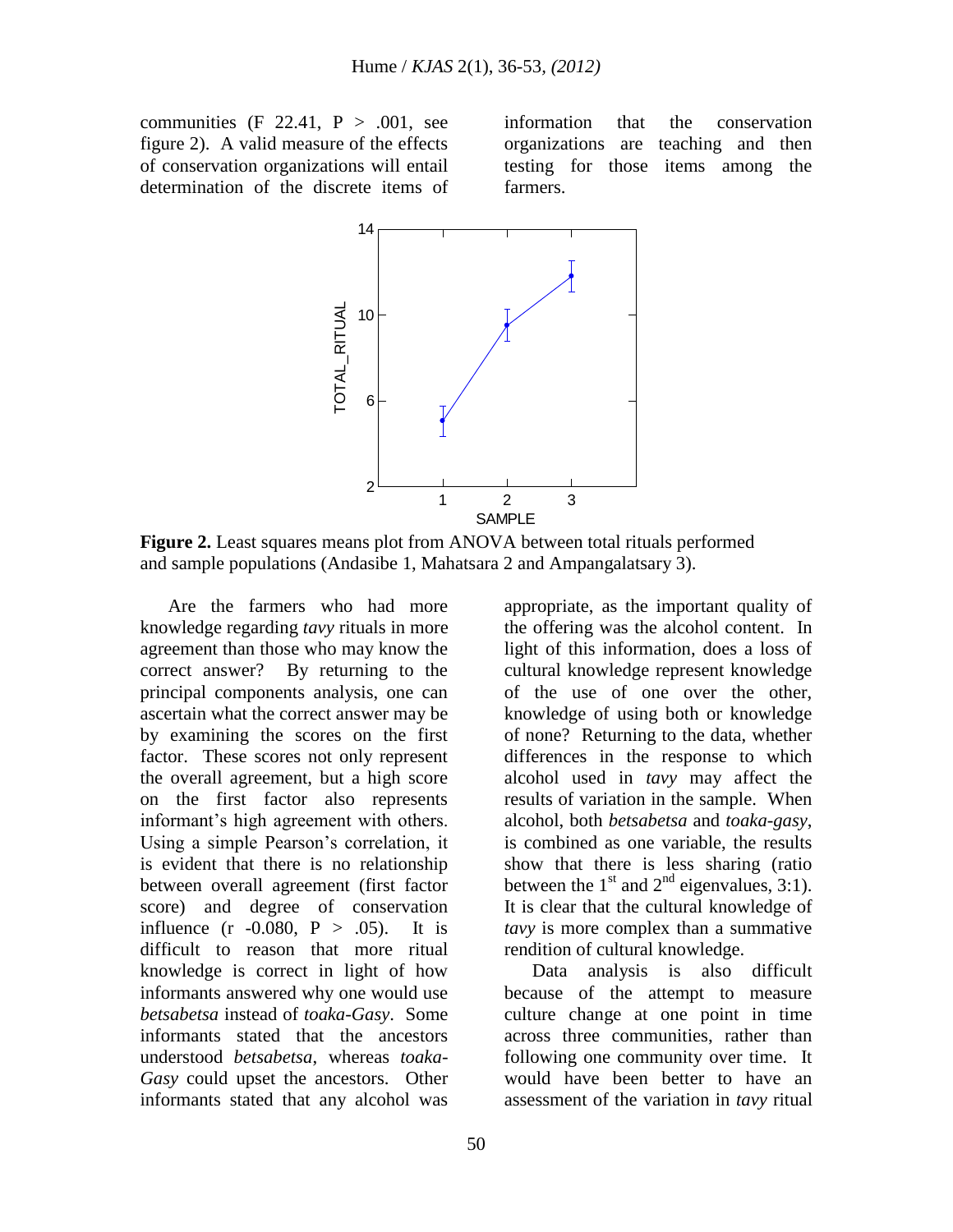communities ($F$ 22.41, $P > .001$, see figure 2). A valid measure of the effects of conservation organizations will entail determination of the discrete items of information that the conservation organizations are teaching and then testing for those items among the farmers.

**Figure 2.** Least squares means plot from ANOVA between total rituals performed and sample populations (Andasibe 1, Mahatsara 2 and Ampangalatsary 3).

Are the farmers who had more knowledge regarding *tavy* rituals in more agreement than those who may know the correct answer? By returning to the principal components analysis, one can ascertain what the correct answer may be by examining the scores on the first factor. These scores not only represent the overall agreement, but a high score on the first factor also represents informant's high agreement with others. Using a simple Pearson's correlation, it is evident that there is no relationship between overall agreement (first factor score) and degree of conservation influence ($r$ -0.080, $P > .05$). It is difficult to reason that more ritual knowledge is correct in light of how informants answered why one would use *betsabetsa* instead of *toaka-Gasy*. Some informants stated that the ancestors understood *betsabetsa*, whereas *toaka-Gasy* could upset the ancestors. Other informants stated that any alcohol was appropriate, as the important quality of the offering was the alcohol content. In light of this information, does a loss of cultural knowledge represent knowledge of the use of one over the other, knowledge of using both or knowledge of none? Returning to the data, whether differences in the response to which alcohol used in *tavy* may affect the results of variation in the sample. When alcohol, both *betsabetsa* and *toaka-gasy*, is combined as one variable, the results show that there is less sharing (ratio between the 1st and 2nd eigenvalues, 3:1). It is clear that the cultural knowledge of *tavy* is more complex than a summative rendition of cultural knowledge.

Data analysis is also difficult because of the attempt to measure culture change at one point in time across three communities, rather than following one community over time. It would have been better to have an assessment of the variation in *tavy* ritual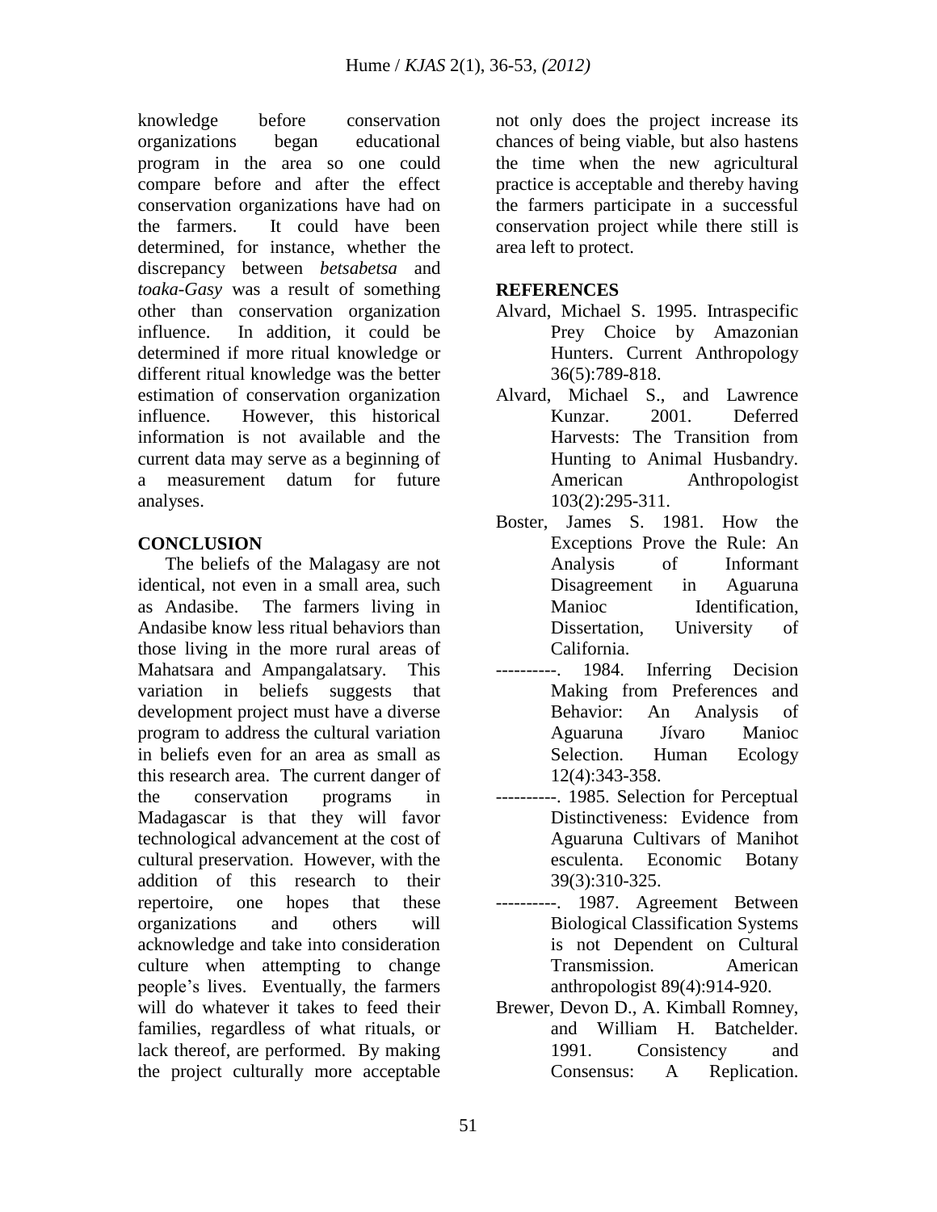knowledge before conservation organizations began educational program in the area so one could compare before and after the effect conservation organizations have had on the farmers. It could have been determined, for instance, whether the discrepancy between *betsabetsa* and *toaka-Gasy* was a result of something other than conservation organization influence. In addition, it could be determined if more ritual knowledge or different ritual knowledge was the better estimation of conservation organization influence. However, this historical information is not available and the current data may serve as a beginning of a measurement datum for future analyses.

## CONCLUSION

The beliefs of the Malagasy are not identical, not even in a small area, such as Andasibe. The farmers living in Andasibe know less ritual behaviors than those living in the more rural areas of Mahatsara and Ampangalatsary. This variation in beliefs suggests that development project must have a diverse program to address the cultural variation in beliefs even for an area as small as this research area. The current danger of the conservation programs in Madagascar is that they will favor technological advancement at the cost of cultural preservation. However, with the addition of this research to their repertoire, one hopes that these organizations and others will acknowledge and take into consideration culture when attempting to change people's lives. Eventually, the farmers will do whatever it takes to feed their families, regardless of what rituals, or lack thereof, are performed. By making the project culturally more acceptable not only does the project increase its chances of being viable, but also hastens the time when the new agricultural practice is acceptable and thereby having the farmers participate in a successful conservation project while there still is area left to protect.

## REFERENCES

Alvard, Michael S. 1995. Intraspecific Prey Choice by Amazonian Hunters. Current Anthropology 36(5):789-818.

Alvard, Michael S., and Lawrence Kunzar. 2001. Deferred Harvests: The Transition from Hunting to Animal Husbandry. American Anthropologist 103(2):295-311.

Boster, James S. 1981. How the Exceptions Prove the Rule: An Analysis of Informant Disagreement in Aguaruna Manioc Identification, Dissertation, University of California.

----------. 1984. Inferring Decision Making from Preferences and Behavior: An Analysis of Aguaruna Jívaro Manioc Selection. Human Ecology 12(4):343-358.

----------. 1985. Selection for Perceptual Distinctiveness: Evidence from Aguaruna Cultivars of Manihot esculenta. Economic Botany 39(3):310-325.

----------. 1987. Agreement Between Biological Classification Systems is not Dependent on Cultural Transmission. American anthropologist 89(4):914-920.

Brewer, Devon D., A. Kimball Romney, and William H. Batchelder. 1991. Consistency and Consensus: A Replication.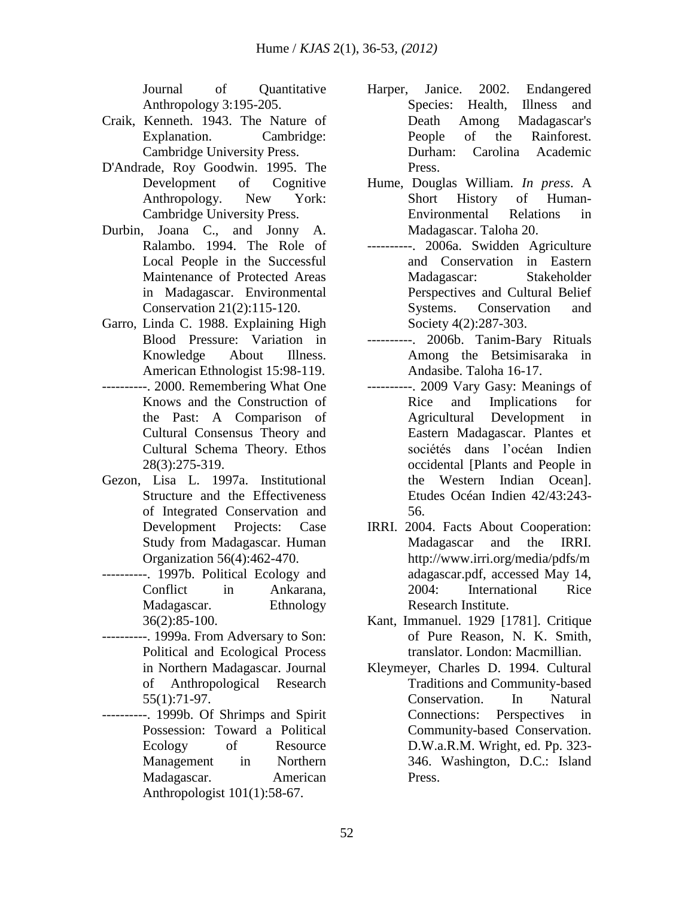Journal of Quantitative Anthropology 3:195-205.

Craik, Kenneth. 1943. The Nature of Explanation. Cambridge: Cambridge University Press.

D'Andrade, Roy Goodwin. 1995. The Development of Cognitive Anthropology. New York: Cambridge University Press.

Durbin, Joana C., and Jonny A. Ralambo. 1994. The Role of Local People in the Successful Maintenance of Protected Areas in Madagascar. Environmental Conservation 21(2):115-120.

Garro, Linda C. 1988. Explaining High Blood Pressure: Variation in Knowledge About Illness. American Ethnologist 15:98-119.

----------. 2000. Remembering What One Knows and the Construction of the Past: A Comparison of Cultural Consensus Theory and Cultural Schema Theory. Ethos 28(3):275-319.

Gezon, Lisa L. 1997a. Institutional Structure and the Effectiveness of Integrated Conservation and Development Projects: Case Study from Madagascar. Human Organization 56(4):462-470.

----------. 1997b. Political Ecology and Conflict in Ankarana, Madagascar. Ethnology 36(2):85-100.

----------. 1999a. From Adversary to Son: Political and Ecological Process in Northern Madagascar. Journal of Anthropological Research 55(1):71-97.

----------. 1999b. Of Shrimps and Spirit Possession: Toward a Political Ecology of Resource Management in Northern Madagascar. American Anthropologist 101(1):58-67.

Harper, Janice. 2002. Endangered Species: Health, Illness and Death Among Madagascar's People of the Rainforest. Durham: Carolina Academic Press.

Hume, Douglas William. *In press*. A Short History of Human-Environmental Relations in Madagascar. Taloha 20.

----------. 2006a. Swidden Agriculture and Conservation in Eastern Madagascar: Stakeholder Perspectives and Cultural Belief Systems. Conservation and Society 4(2):287-303.

----------. 2006b. Tanim-Bary Rituals Among the Betsimisaraka in Andasibe. Taloha 16-17.

----------. 2009 Vary Gasy: Meanings of Rice and Implications for Agricultural Development in Eastern Madagascar. Plantes et sociétés dans l'océan Indien occidental [Plants and People in the Western Indian Ocean]. Etudes Océan Indien 42/43:243-56.

IRRI. 2004. Facts About Cooperation: Madagascar and the IRRI. http://www.irri.org/media/pdfs/madagascar.pdf, accessed May 14, 2004: International Rice Research Institute.

Kant, Immanuel. 1929 [1781]. Critique of Pure Reason, N. K. Smith, translator. London: Macmillian.

Kleymeyer, Charles D. 1994. Cultural Traditions and Community-based Conservation. In Natural Connections: Perspectives in Community-based Conservation. D.W.a.R.M. Wright, ed. Pp. 323-346. Washington, D.C.: Island Press.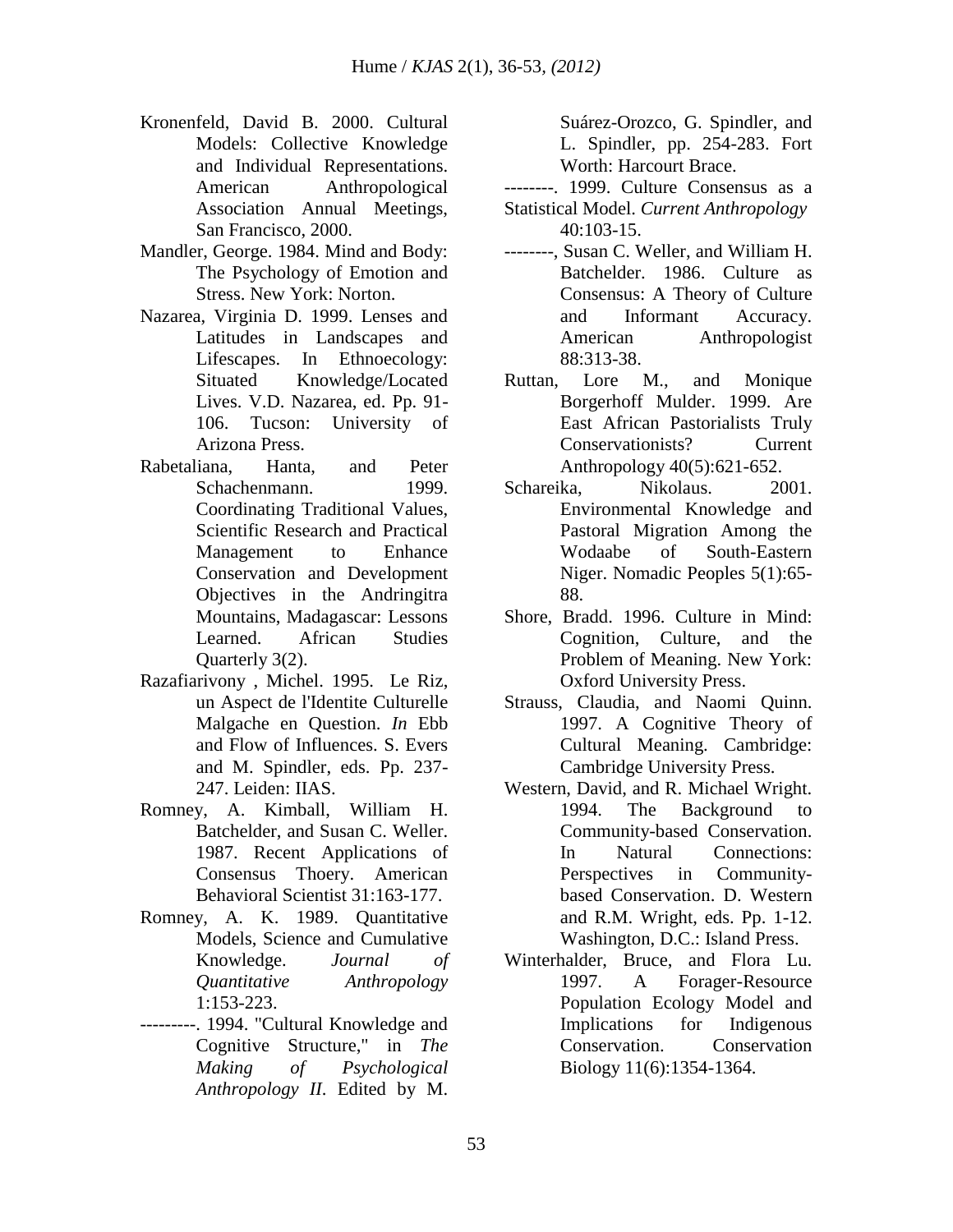Kronenfeld, David B. 2000. Cultural Models: Collective Knowledge and Individual Representations. American Anthropological Association Annual Meetings, San Francisco, 2000.

Mandler, George. 1984. Mind and Body: The Psychology of Emotion and Stress. New York: Norton.

Nazarea, Virginia D. 1999. Lenses and Latitudes in Landscapes and Lifescapes. In Ethnoecology: Situated Knowledge/Located Lives. V.D. Nazarea, ed. Pp. 91-106. Tucson: University of Arizona Press.

Rabetaliana, Hanta, and Peter Schachenmann. 1999. Coordinating Traditional Values, Scientific Research and Practical Management to Enhance Conservation and Development Objectives in the Andringitra Mountains, Madagascar: Lessons Learned. African Studies Quarterly 3(2).

Razafiarivony , Michel. 1995. Le Riz, un Aspect de l'Identite Culturelle Malgache en Question. *In* Ebb and Flow of Influences. S. Evers and M. Spindler, eds. Pp. 237-247. Leiden: IIAS.

Romney, A. Kimball, William H. Batchelder, and Susan C. Weller. 1987. Recent Applications of Consensus Thoery. American Behavioral Scientist 31:163-177.

Romney, A. K. 1989. Quantitative Models, Science and Cumulative Knowledge. *Journal of Quantitative Anthropology* 1:153-223.

---------. 1994. "Cultural Knowledge and Cognitive Structure," in *The Making of Psychological Anthropology II*. Edited by M. Suárez-Orozco, G. Spindler, and L. Spindler, pp. 254-283. Fort Worth: Harcourt Brace.

--------. 1999. Culture Consensus as a Statistical Model. *Current Anthropology* 40:103-15.

--------, Susan C. Weller, and William H. Batchelder. 1986. Culture as Consensus: A Theory of Culture and Informant Accuracy. American Anthropologist 88:313-38.

Ruttan, Lore M., and Monique Borgerhoff Mulder. 1999. Are East African Pastorialists Truly Conservationists? Current Anthropology 40(5):621-652.

Schareika, Nikolaus. 2001. Environmental Knowledge and Pastoral Migration Among the Wodaabe of South-Eastern Niger. Nomadic Peoples 5(1):65-88.

Shore, Bradd. 1996. Culture in Mind: Cognition, Culture, and the Problem of Meaning. New York: Oxford University Press.

Strauss, Claudia, and Naomi Quinn. 1997. A Cognitive Theory of Cultural Meaning. Cambridge: Cambridge University Press.

Western, David, and R. Michael Wright. 1994. The Background to Community-based Conservation. In Natural Connections: Perspectives in Community-based Conservation. D. Western and R.M. Wright, eds. Pp. 1-12. Washington, D.C.: Island Press.

Winterhalder, Bruce, and Flora Lu. 1997. A Forager-Resource Population Ecology Model and Implications for Indigenous Conservation. Conservation Biology 11(6):1354-1364.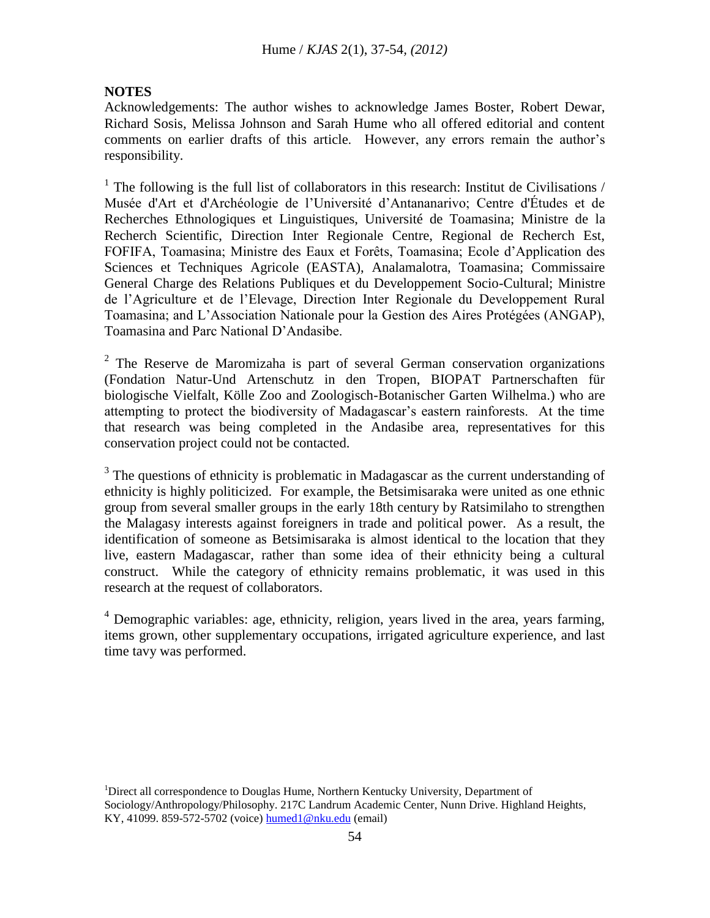**NOTES**

Acknowledgements: The author wishes to acknowledge James Boster, Robert Dewar, Richard Sosis, Melissa Johnson and Sarah Hume who all offered editorial and content comments on earlier drafts of this article. However, any errors remain the author's responsibility.

[1] The following is the full list of collaborators in this research: Institut de Civilisations / Musée d'Art et d'Archéologie de l'Université d'Antananarivo; Centre d'Études et de Recherches Ethnologiques et Linguistiques, Université de Toamasina; Ministre de la Recherch Scientific, Direction Inter Regionale Centre, Regional de Recherch Est, FOFIFA, Toamasina; Ministre des Eaux et Forêts, Toamasina; Ecole d'Application des Sciences et Techniques Agricole (EASTA), Analamalotra, Toamasina; Commissaire General Charge des Relations Publiques et du Developpement Socio-Cultural; Ministre de l'Agriculture et de l'Elevage, Direction Inter Regionale du Developpement Rural Toamasina; and L'Association Nationale pour la Gestion des Aires Protégées (ANGAP), Toamasina and Parc National D'Andasibe.

[2] The Reserve de Maromizaha is part of several German conservation organizations (Fondation Natur-Und Artenschutz in den Tropen, BIOPAT Partnerschaften für biologische Vielfalt, Kölle Zoo and Zoologisch-Botanischer Garten Wilhelma.) who are attempting to protect the biodiversity of Madagascar's eastern rainforests. At the time that research was being completed in the Andasibe area, representatives for this conservation project could not be contacted.

[3] The questions of ethnicity is problematic in Madagascar as the current understanding of ethnicity is highly politicized. For example, the Betsimisaraka were united as one ethnic group from several smaller groups in the early 18th century by Ratsimilaho to strengthen the Malagasy interests against foreigners in trade and political power. As a result, the identification of someone as Betsimisaraka is almost identical to the location that they live, eastern Madagascar, rather than some idea of their ethnicity being a cultural construct. While the category of ethnicity remains problematic, it was used in this research at the request of collaborators.

[4] Demographic variables: age, ethnicity, religion, years lived in the area, years farming, items grown, other supplementary occupations, irrigated agriculture experience, and last time tavy was performed.

[1]Direct all correspondence to Douglas Hume, Northern Kentucky University, Department of Sociology/Anthropology/Philosophy. 217C Landrum Academic Center, Nunn Drive. Highland Heights, KY, 41099. 859-572-5702 (voice) humed1@nku.edu (email)